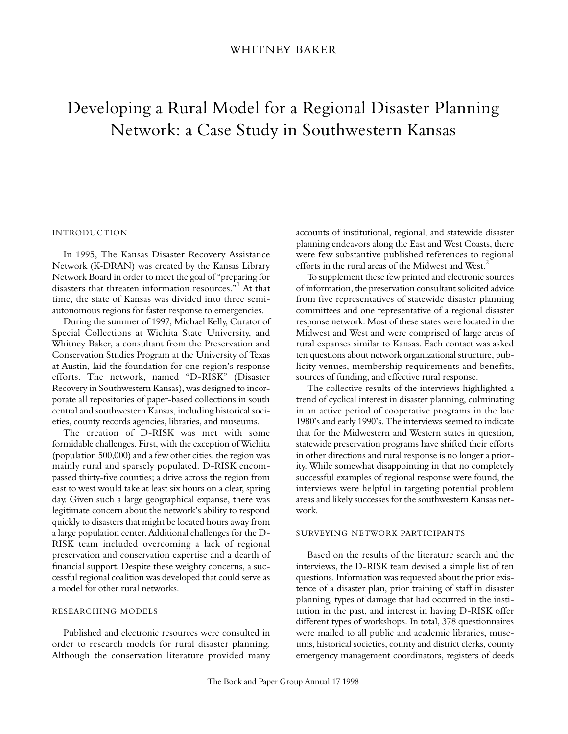WHITNEY BAKER

# Developing a Rural Model for a Regional Disaster Planning Network: a Case Study in Southwestern Kansas

## INTRODUCTION

In 1995, The Kansas Disaster Recovery Assistance Network (K-DRAN) was created by the Kansas Library Network Board in order to meet the goal of "preparing for disasters that threaten information resources."[1] At that time, the state of Kansas was divided into three semi-autonomous regions for faster response to emergencies.

During the summer of 1997, Michael Kelly, Curator of Special Collections at Wichita State University, and Whitney Baker, a consultant from the Preservation and Conservation Studies Program at the University of Texas at Austin, laid the foundation for one region's response efforts. The network, named "D-RISK" (Disaster Recovery in Southwestern Kansas), was designed to incorporate all repositories of paper-based collections in south central and southwestern Kansas, including historical societies, county records agencies, libraries, and museums.

The creation of D-RISK was met with some formidable challenges. First, with the exception of Wichita (population 500,000) and a few other cities, the region was mainly rural and sparsely populated. D-RISK encompassed thirty-five counties; a drive across the region from east to west would take at least six hours on a clear, spring day. Given such a large geographical expanse, there was legitimate concern about the network's ability to respond quickly to disasters that might be located hours away from a large population center. Additional challenges for the D-RISK team included overcoming a lack of regional preservation and conservation expertise and a dearth of financial support. Despite these weighty concerns, a successful regional coalition was developed that could serve as a model for other rural networks.

## RESEARCHING MODELS

Published and electronic resources were consulted in order to research models for rural disaster planning. Although the conservation literature provided many accounts of institutional, regional, and statewide disaster planning endeavors along the East and West Coasts, there were few substantive published references to regional efforts in the rural areas of the Midwest and West.[2]

To supplement these few printed and electronic sources of information, the preservation consultant solicited advice from five representatives of statewide disaster planning committees and one representative of a regional disaster response network. Most of these states were located in the Midwest and West and were comprised of large areas of rural expanses similar to Kansas. Each contact was asked ten questions about network organizational structure, publicity venues, membership requirements and benefits, sources of funding, and effective rural response.

The collective results of the interviews highlighted a trend of cyclical interest in disaster planning, culminating in an active period of cooperative programs in the late 1980's and early 1990's. The interviews seemed to indicate that for the Midwestern and Western states in question, statewide preservation programs have shifted their efforts in other directions and rural response is no longer a priority. While somewhat disappointing in that no completely successful examples of regional response were found, the interviews were helpful in targeting potential problem areas and likely successes for the southwestern Kansas network.

## SURVEYING NETWORK PARTICIPANTS

Based on the results of the literature search and the interviews, the D-RISK team devised a simple list of ten questions. Information was requested about the prior existence of a disaster plan, prior training of staff in disaster planning, types of damage that had occurred in the institution in the past, and interest in having D-RISK offer different types of workshops. In total, 378 questionnaires were mailed to all public and academic libraries, museums, historical societies, county and district clerks, county emergency management coordinators, registers of deeds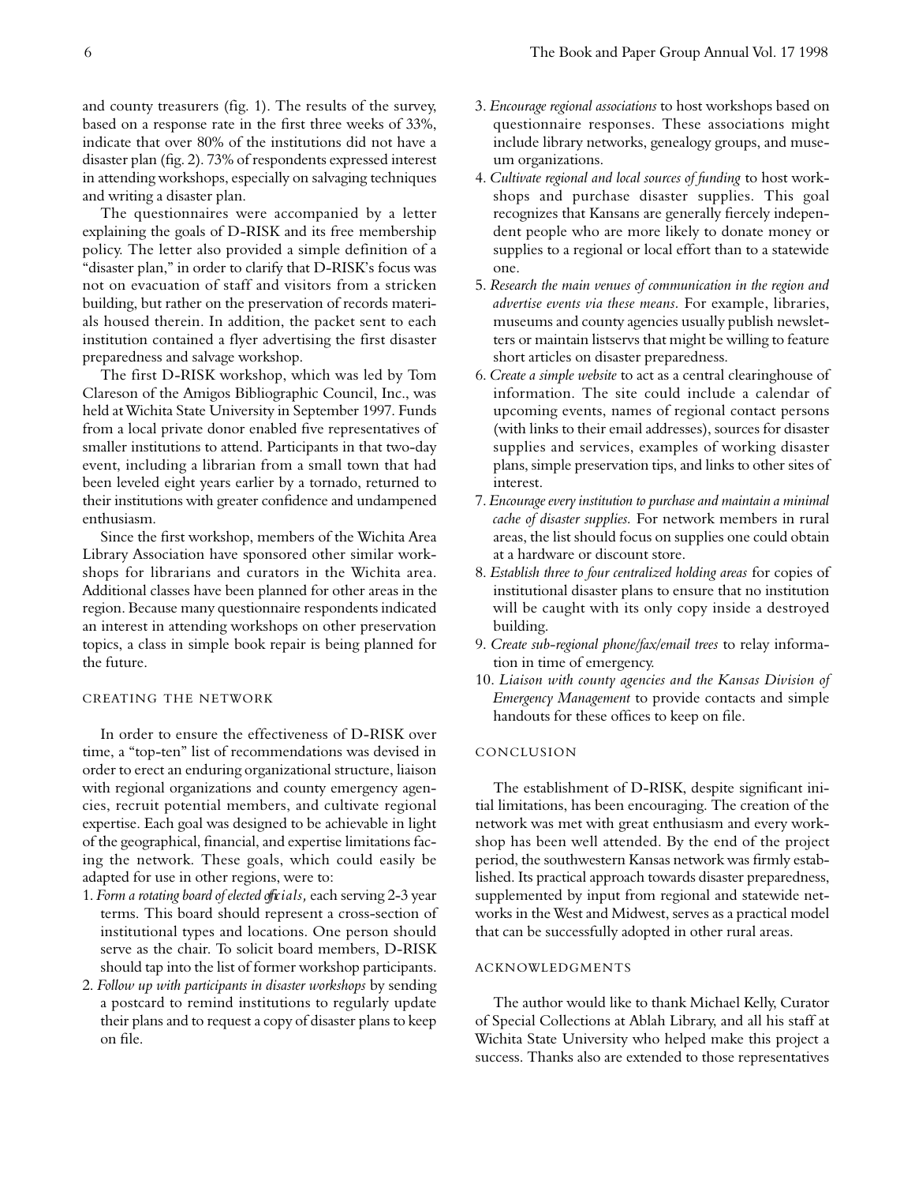and county treasurers (fig. 1). The results of the survey, based on a response rate in the first three weeks of 33%, indicate that over 80% of the institutions did not have a disaster plan (fig. 2). 73% of respondents expressed interest in attending workshops, especially on salvaging techniques and writing a disaster plan.

The questionnaires were accompanied by a letter explaining the goals of D-RISK and its free membership policy. The letter also provided a simple definition of a "disaster plan," in order to clarify that D-RISK's focus was not on evacuation of staff and visitors from a stricken building, but rather on the preservation of records materials housed therein. In addition, the packet sent to each institution contained a flyer advertising the first disaster preparedness and salvage workshop.

The first D-RISK workshop, which was led by Tom Clareson of the Amigos Bibliographic Council, Inc., was held at Wichita State University in September 1997. Funds from a local private donor enabled five representatives of smaller institutions to attend. Participants in that two-day event, including a librarian from a small town that had been leveled eight years earlier by a tornado, returned to their institutions with greater confidence and undampened enthusiasm.

Since the first workshop, members of the Wichita Area Library Association have sponsored other similar workshops for librarians and curators in the Wichita area. Additional classes have been planned for other areas in the region. Because many questionnaire respondents indicated an interest in attending workshops on other preservation topics, a class in simple book repair is being planned for the future.

## CREATING THE NETWORK

In order to ensure the effectiveness of D-RISK over time, a "top-ten" list of recommendations was devised in order to erect an enduring organizational structure, liaison with regional organizations and county emergency agencies, recruit potential members, and cultivate regional expertise. Each goal was designed to be achievable in light of the geographical, financial, and expertise limitations facing the network. These goals, which could easily be adapted for use in other regions, were to:

1. *Form a rotating board of elected officials,* each serving 2-3 year terms. This board should represent a cross-section of institutional types and locations. One person should serve as the chair. To solicit board members, D-RISK should tap into the list of former workshop participants.
2. *Follow up with participants in disaster workshops* by sending a postcard to remind institutions to regularly update their plans and to request a copy of disaster plans to keep on file.
3. *Encourage regional associations* to host workshops based on questionnaire responses. These associations might include library networks, genealogy groups, and museum organizations.
4. *Cultivate regional and local sources of funding* to host workshops and purchase disaster supplies. This goal recognizes that Kansans are generally fiercely independent people who are more likely to donate money or supplies to a regional or local effort than to a statewide one.
5. *Research the main venues of communication in the region and advertise events via these means.* For example, libraries, museums and county agencies usually publish newsletters or maintain listservs that might be willing to feature short articles on disaster preparedness.
6. *Create a simple website* to act as a central clearinghouse of information. The site could include a calendar of upcoming events, names of regional contact persons (with links to their email addresses), sources for disaster supplies and services, examples of working disaster plans, simple preservation tips, and links to other sites of interest.
7. *Encourage every institution to purchase and maintain a minimal cache of disaster supplies.* For network members in rural areas, the list should focus on supplies one could obtain at a hardware or discount store.
8. *Establish three to four centralized holding areas* for copies of institutional disaster plans to ensure that no institution will be caught with its only copy inside a destroyed building.
9. *Create sub-regional phone/fax/email trees* to relay information in time of emergency.
10. *Liaison with county agencies and the Kansas Division of Emergency Management* to provide contacts and simple handouts for these offices to keep on file.

## CONCLUSION

The establishment of D-RISK, despite significant initial limitations, has been encouraging. The creation of the network was met with great enthusiasm and every workshop has been well attended. By the end of the project period, the southwestern Kansas network was firmly established. Its practical approach towards disaster preparedness, supplemented by input from regional and statewide networks in the West and Midwest, serves as a practical model that can be successfully adopted in other rural areas.

## ACKNOWLEDGMENTS

The author would like to thank Michael Kelly, Curator of Special Collections at Ablah Library, and all his staff at Wichita State University who helped make this project a success. Thanks also are extended to those representatives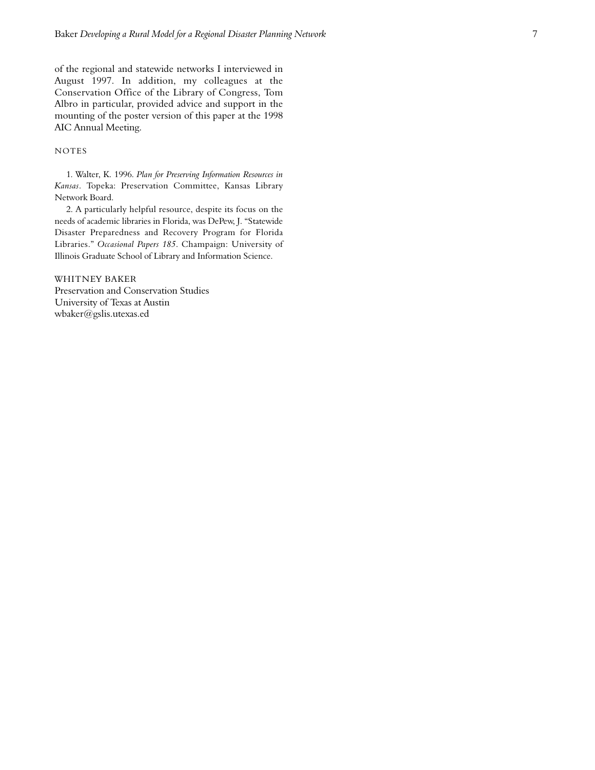of the regional and statewide networks I interviewed in August 1997. In addition, my colleagues at the Conservation Office of the Library of Congress, Tom Albro in particular, provided advice and support in the mounting of the poster version of this paper at the 1998 AIC Annual Meeting.

## NOTES

1. Walter, K. 1996. *Plan for Preserving Information Resources in Kansas*. Topeka: Preservation Committee, Kansas Library Network Board.

2. A particularly helpful resource, despite its focus on the needs of academic libraries in Florida, was DePew, J. "Statewide Disaster Preparedness and Recovery Program for Florida Libraries." *Occasional Papers 185*. Champaign: University of Illinois Graduate School of Library and Information Science.

WHITNEY BAKER
Preservation and Conservation Studies
University of Texas at Austin
wbaker@gslis.utexas.ed